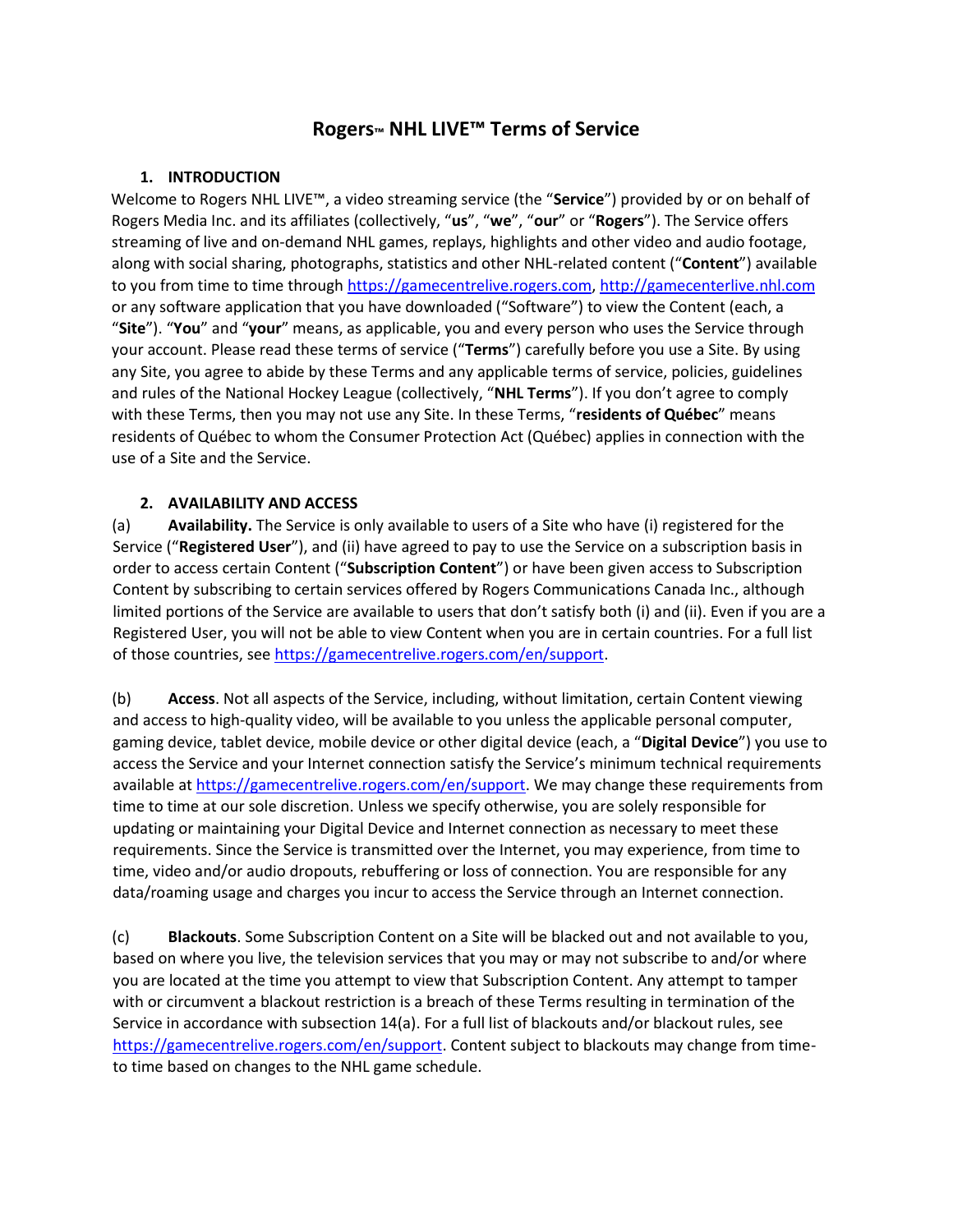# Rogers™ NHL LIVE™ Terms of Service

## 1. INTRODUCTION

Welcome to Rogers NHL LIVE™, a video streaming service (the "**Service**") provided by or on behalf of Rogers Media Inc. and its affiliates (collectively, "**us**", "**we**", "**our**" or "**Rogers**"). The Service offers streaming of live and on-demand NHL games, replays, highlights and other video and audio footage, along with social sharing, photographs, statistics and other NHL-related content ("**Content**") available to you from time to time through https://gamecentrelive.rogers.com, http://gamecenterlive.nhl.com or any software application that you have downloaded ("Software") to view the Content (each, a "**Site**"). "**You**" and "**your**" means, as applicable, you and every person who uses the Service through your account. Please read these terms of service ("**Terms**") carefully before you use a Site. By using any Site, you agree to abide by these Terms and any applicable terms of service, policies, guidelines and rules of the National Hockey League (collectively, "**NHL Terms**"). If you don't agree to comply with these Terms, then you may not use any Site. In these Terms, "**residents of Québec**" means residents of Québec to whom the Consumer Protection Act (Québec) applies in connection with the use of a Site and the Service.

## 2. AVAILABILITY AND ACCESS

(a) **Availability.** The Service is only available to users of a Site who have (i) registered for the Service ("**Registered User**"), and (ii) have agreed to pay to use the Service on a subscription basis in order to access certain Content ("**Subscription Content**") or have been given access to Subscription Content by subscribing to certain services offered by Rogers Communications Canada Inc., although limited portions of the Service are available to users that don't satisfy both (i) and (ii). Even if you are a Registered User, you will not be able to view Content when you are in certain countries. For a full list of those countries, see https://gamecentrelive.rogers.com/en/support.

(b) **Access**. Not all aspects of the Service, including, without limitation, certain Content viewing and access to high-quality video, will be available to you unless the applicable personal computer, gaming device, tablet device, mobile device or other digital device (each, a "**Digital Device**") you use to access the Service and your Internet connection satisfy the Service's minimum technical requirements available at https://gamecentrelive.rogers.com/en/support. We may change these requirements from time to time at our sole discretion. Unless we specify otherwise, you are solely responsible for updating or maintaining your Digital Device and Internet connection as necessary to meet these requirements. Since the Service is transmitted over the Internet, you may experience, from time to time, video and/or audio dropouts, rebuffering or loss of connection. You are responsible for any data/roaming usage and charges you incur to access the Service through an Internet connection.

(c) **Blackouts**. Some Subscription Content on a Site will be blacked out and not available to you, based on where you live, the television services that you may or may not subscribe to and/or where you are located at the time you attempt to view that Subscription Content. Any attempt to tamper with or circumvent a blackout restriction is a breach of these Terms resulting in termination of the Service in accordance with subsection 14(a). For a full list of blackouts and/or blackout rules, see https://gamecentrelive.rogers.com/en/support. Content subject to blackouts may change from time-to time based on changes to the NHL game schedule.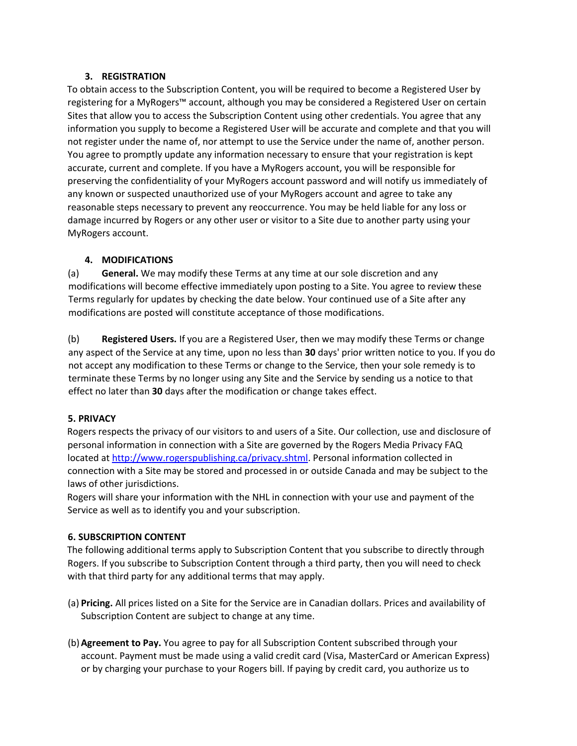### 3. REGISTRATION

To obtain access to the Subscription Content, you will be required to become a Registered User by registering for a MyRogers™ account, although you may be considered a Registered User on certain Sites that allow you to access the Subscription Content using other credentials. You agree that any information you supply to become a Registered User will be accurate and complete and that you will not register under the name of, nor attempt to use the Service under the name of, another person. You agree to promptly update any information necessary to ensure that your registration is kept accurate, current and complete. If you have a MyRogers account, you will be responsible for preserving the confidentiality of your MyRogers account password and will notify us immediately of any known or suspected unauthorized use of your MyRogers account and agree to take any reasonable steps necessary to prevent any reoccurrence. You may be held liable for any loss or damage incurred by Rogers or any other user or visitor to a Site due to another party using your MyRogers account.

### 4. MODIFICATIONS

(a) **General.** We may modify these Terms at any time at our sole discretion and any modifications will become effective immediately upon posting to a Site. You agree to review these Terms regularly for updates by checking the date below. Your continued use of a Site after any modifications are posted will constitute acceptance of those modifications.

(b) **Registered Users.** If you are a Registered User, then we may modify these Terms or change any aspect of the Service at any time, upon no less than **30** days' prior written notice to you. If you do not accept any modification to these Terms or change to the Service, then your sole remedy is to terminate these Terms by no longer using any Site and the Service by sending us a notice to that effect no later than **30** days after the modification or change takes effect.

### 5. PRIVACY

Rogers respects the privacy of our visitors to and users of a Site. Our collection, use and disclosure of personal information in connection with a Site are governed by the Rogers Media Privacy FAQ located at [http://www.rogerspublishing.ca/privacy.shtml](http://www.rogerspublishing.ca/privacy.shtml). Personal information collected in connection with a Site may be stored and processed in or outside Canada and may be subject to the laws of other jurisdictions.

Rogers will share your information with the NHL in connection with your use and payment of the Service as well as to identify you and your subscription.

### 6. SUBSCRIPTION CONTENT

The following additional terms apply to Subscription Content that you subscribe to directly through Rogers. If you subscribe to Subscription Content through a third party, then you will need to check with that third party for any additional terms that may apply.

(a) **Pricing.** All prices listed on a Site for the Service are in Canadian dollars. Prices and availability of Subscription Content are subject to change at any time.

(b) **Agreement to Pay.** You agree to pay for all Subscription Content subscribed through your account. Payment must be made using a valid credit card (Visa, MasterCard or American Express) or by charging your purchase to your Rogers bill. If paying by credit card, you authorize us to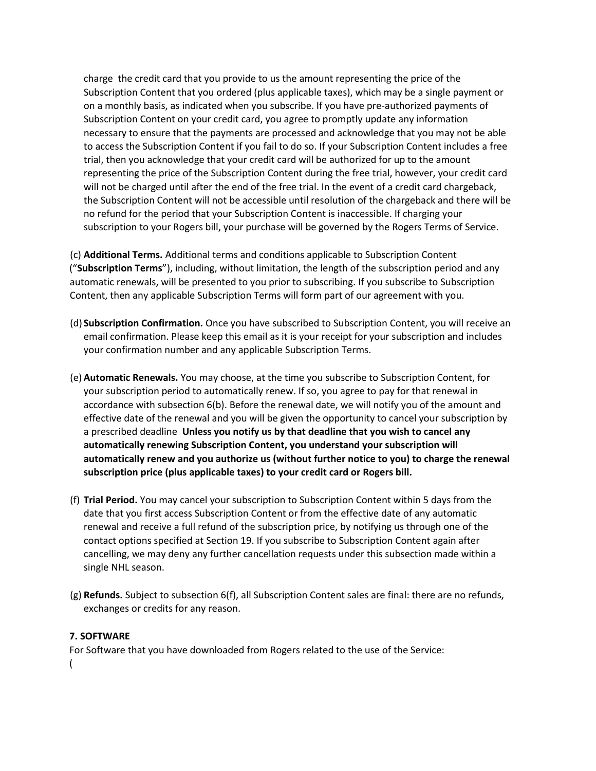charge the credit card that you provide to us the amount representing the price of the Subscription Content that you ordered (plus applicable taxes), which may be a single payment or on a monthly basis, as indicated when you subscribe. If you have pre-authorized payments of Subscription Content on your credit card, you agree to promptly update any information necessary to ensure that the payments are processed and acknowledge that you may not be able to access the Subscription Content if you fail to do so. If your Subscription Content includes a free trial, then you acknowledge that your credit card will be authorized for up to the amount representing the price of the Subscription Content during the free trial, however, your credit card will not be charged until after the end of the free trial. In the event of a credit card chargeback, the Subscription Content will not be accessible until resolution of the chargeback and there will be no refund for the period that your Subscription Content is inaccessible. If charging your subscription to your Rogers bill, your purchase will be governed by the Rogers Terms of Service.

(c) **Additional Terms.** Additional terms and conditions applicable to Subscription Content ("**Subscription Terms**"), including, without limitation, the length of the subscription period and any automatic renewals, will be presented to you prior to subscribing. If you subscribe to Subscription Content, then any applicable Subscription Terms will form part of our agreement with you.

(d) **Subscription Confirmation.** Once you have subscribed to Subscription Content, you will receive an email confirmation. Please keep this email as it is your receipt for your subscription and includes your confirmation number and any applicable Subscription Terms.

(e) **Automatic Renewals.** You may choose, at the time you subscribe to Subscription Content, for your subscription period to automatically renew. If so, you agree to pay for that renewal in accordance with subsection 6(b). Before the renewal date, we will notify you of the amount and effective date of the renewal and you will be given the opportunity to cancel your subscription by a prescribed deadline **Unless you notify us by that deadline that you wish to cancel any automatically renewing Subscription Content, you understand your subscription will automatically renew and you authorize us (without further notice to you) to charge the renewal subscription price (plus applicable taxes) to your credit card or Rogers bill.**

(f) **Trial Period.** You may cancel your subscription to Subscription Content within 5 days from the date that you first access Subscription Content or from the effective date of any automatic renewal and receive a full refund of the subscription price, by notifying us through one of the contact options specified at Section 19. If you subscribe to Subscription Content again after cancelling, we may deny any further cancellation requests under this subsection made within a single NHL season.

(g) **Refunds.** Subject to subsection 6(f), all Subscription Content sales are final: there are no refunds, exchanges or credits for any reason.

**7. SOFTWARE**

For Software that you have downloaded from Rogers related to the use of the Service:

(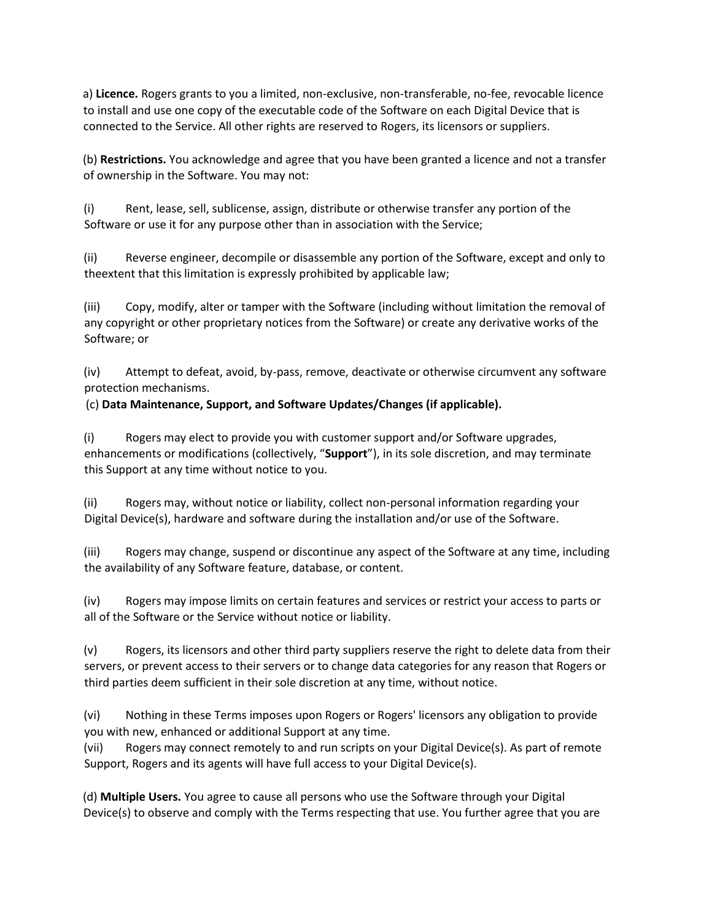a) **Licence.** Rogers grants to you a limited, non-exclusive, non-transferable, no-fee, revocable licence to install and use one copy of the executable code of the Software on each Digital Device that is connected to the Service. All other rights are reserved to Rogers, its licensors or suppliers.

(b) **Restrictions.** You acknowledge and agree that you have been granted a licence and not a transfer of ownership in the Software. You may not:

(i) Rent, lease, sell, sublicense, assign, distribute or otherwise transfer any portion of the Software or use it for any purpose other than in association with the Service;

(ii) Reverse engineer, decompile or disassemble any portion of the Software, except and only to theextent that this limitation is expressly prohibited by applicable law;

(iii) Copy, modify, alter or tamper with the Software (including without limitation the removal of any copyright or other proprietary notices from the Software) or create any derivative works of the Software; or

(iv) Attempt to defeat, avoid, by-pass, remove, deactivate or otherwise circumvent any software protection mechanisms.

(c) **Data Maintenance, Support, and Software Updates/Changes (if applicable).**

(i) Rogers may elect to provide you with customer support and/or Software upgrades, enhancements or modifications (collectively, "**Support**"), in its sole discretion, and may terminate this Support at any time without notice to you.

(ii) Rogers may, without notice or liability, collect non-personal information regarding your Digital Device(s), hardware and software during the installation and/or use of the Software.

(iii) Rogers may change, suspend or discontinue any aspect of the Software at any time, including the availability of any Software feature, database, or content.

(iv) Rogers may impose limits on certain features and services or restrict your access to parts or all of the Software or the Service without notice or liability.

(v) Rogers, its licensors and other third party suppliers reserve the right to delete data from their servers, or prevent access to their servers or to change data categories for any reason that Rogers or third parties deem sufficient in their sole discretion at any time, without notice.

(vi) Nothing in these Terms imposes upon Rogers or Rogers' licensors any obligation to provide you with new, enhanced or additional Support at any time.

(vii) Rogers may connect remotely to and run scripts on your Digital Device(s). As part of remote Support, Rogers and its agents will have full access to your Digital Device(s).

(d) **Multiple Users.** You agree to cause all persons who use the Software through your Digital Device(s) to observe and comply with the Terms respecting that use. You further agree that you are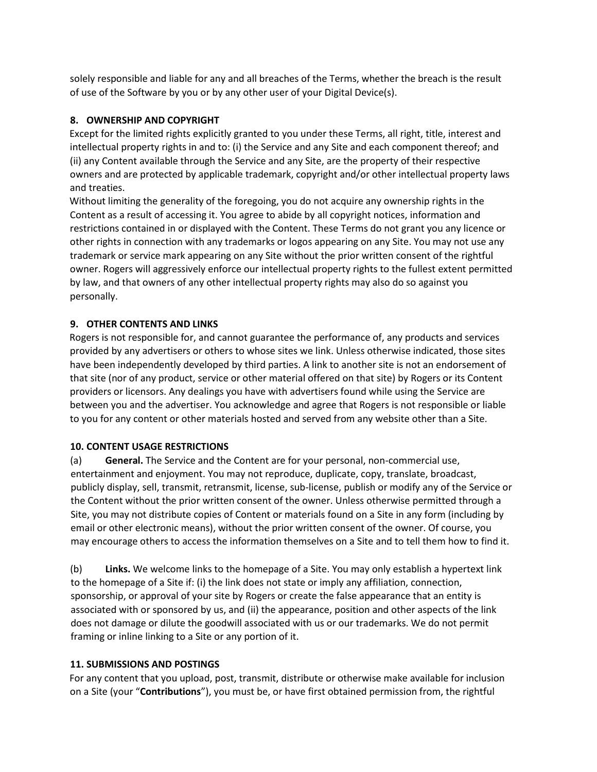solely responsible and liable for any and all breaches of the Terms, whether the breach is the result of use of the Software by you or by any other user of your Digital Device(s).

**8. OWNERSHIP AND COPYRIGHT**

Except for the limited rights explicitly granted to you under these Terms, all right, title, interest and intellectual property rights in and to: (i) the Service and any Site and each component thereof; and (ii) any Content available through the Service and any Site, are the property of their respective owners and are protected by applicable trademark, copyright and/or other intellectual property laws and treaties.

Without limiting the generality of the foregoing, you do not acquire any ownership rights in the Content as a result of accessing it. You agree to abide by all copyright notices, information and restrictions contained in or displayed with the Content. These Terms do not grant you any licence or other rights in connection with any trademarks or logos appearing on any Site. You may not use any trademark or service mark appearing on any Site without the prior written consent of the rightful owner. Rogers will aggressively enforce our intellectual property rights to the fullest extent permitted by law, and that owners of any other intellectual property rights may also do so against you personally.

**9. OTHER CONTENTS AND LINKS**

Rogers is not responsible for, and cannot guarantee the performance of, any products and services provided by any advertisers or others to whose sites we link. Unless otherwise indicated, those sites have been independently developed by third parties. A link to another site is not an endorsement of that site (nor of any product, service or other material offered on that site) by Rogers or its Content providers or licensors. Any dealings you have with advertisers found while using the Service are between you and the advertiser. You acknowledge and agree that Rogers is not responsible or liable to you for any content or other materials hosted and served from any website other than a Site.

**10. CONTENT USAGE RESTRICTIONS**

(a) **General.** The Service and the Content are for your personal, non-commercial use, entertainment and enjoyment. You may not reproduce, duplicate, copy, translate, broadcast, publicly display, sell, transmit, retransmit, license, sub-license, publish or modify any of the Service or the Content without the prior written consent of the owner. Unless otherwise permitted through a Site, you may not distribute copies of Content or materials found on a Site in any form (including by email or other electronic means), without the prior written consent of the owner. Of course, you may encourage others to access the information themselves on a Site and to tell them how to find it.

(b) **Links.** We welcome links to the homepage of a Site. You may only establish a hypertext link to the homepage of a Site if: (i) the link does not state or imply any affiliation, connection, sponsorship, or approval of your site by Rogers or create the false appearance that an entity is associated with or sponsored by us, and (ii) the appearance, position and other aspects of the link does not damage or dilute the goodwill associated with us or our trademarks. We do not permit framing or inline linking to a Site or any portion of it.

**11. SUBMISSIONS AND POSTINGS**

For any content that you upload, post, transmit, distribute or otherwise make available for inclusion on a Site (your "**Contributions**"), you must be, or have first obtained permission from, the rightful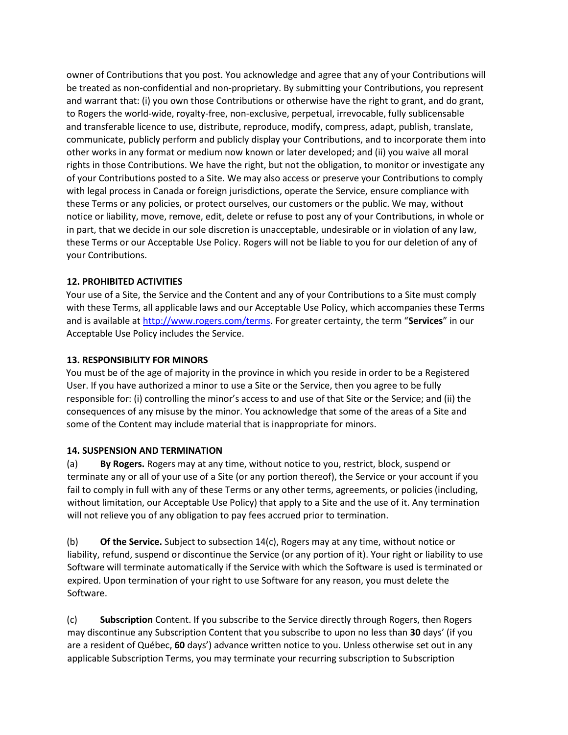owner of Contributions that you post. You acknowledge and agree that any of your Contributions will be treated as non-confidential and non-proprietary. By submitting your Contributions, you represent and warrant that: (i) you own those Contributions or otherwise have the right to grant, and do grant, to Rogers the world-wide, royalty-free, non-exclusive, perpetual, irrevocable, fully sublicensable and transferable licence to use, distribute, reproduce, modify, compress, adapt, publish, translate, communicate, publicly perform and publicly display your Contributions, and to incorporate them into other works in any format or medium now known or later developed; and (ii) you waive all moral rights in those Contributions. We have the right, but not the obligation, to monitor or investigate any of your Contributions posted to a Site. We may also access or preserve your Contributions to comply with legal process in Canada or foreign jurisdictions, operate the Service, ensure compliance with these Terms or any policies, or protect ourselves, our customers or the public. We may, without notice or liability, move, remove, edit, delete or refuse to post any of your Contributions, in whole or in part, that we decide in our sole discretion is unacceptable, undesirable or in violation of any law, these Terms or our Acceptable Use Policy. Rogers will not be liable to you for our deletion of any of your Contributions.

**12. PROHIBITED ACTIVITIES**

Your use of a Site, the Service and the Content and any of your Contributions to a Site must comply with these Terms, all applicable laws and our Acceptable Use Policy, which accompanies these Terms and is available at [http://www.rogers.com/terms](http://www.rogers.com/terms). For greater certainty, the term "**Services**" in our Acceptable Use Policy includes the Service.

**13. RESPONSIBILITY FOR MINORS**

You must be of the age of majority in the province in which you reside in order to be a Registered User. If you have authorized a minor to use a Site or the Service, then you agree to be fully responsible for: (i) controlling the minor's access to and use of that Site or the Service; and (ii) the consequences of any misuse by the minor. You acknowledge that some of the areas of a Site and some of the Content may include material that is inappropriate for minors.

**14. SUSPENSION AND TERMINATION**

(a) **By Rogers.** Rogers may at any time, without notice to you, restrict, block, suspend or terminate any or all of your use of a Site (or any portion thereof), the Service or your account if you fail to comply in full with any of these Terms or any other terms, agreements, or policies (including, without limitation, our Acceptable Use Policy) that apply to a Site and the use of it. Any termination will not relieve you of any obligation to pay fees accrued prior to termination.

(b) **Of the Service.** Subject to subsection 14(c), Rogers may at any time, without notice or liability, refund, suspend or discontinue the Service (or any portion of it). Your right or liability to use Software will terminate automatically if the Service with which the Software is used is terminated or expired. Upon termination of your right to use Software for any reason, you must delete the Software.

(c) **Subscription** Content. If you subscribe to the Service directly through Rogers, then Rogers may discontinue any Subscription Content that you subscribe to upon no less than **30** days' (if you are a resident of Québec, **60** days') advance written notice to you. Unless otherwise set out in any applicable Subscription Terms, you may terminate your recurring subscription to Subscription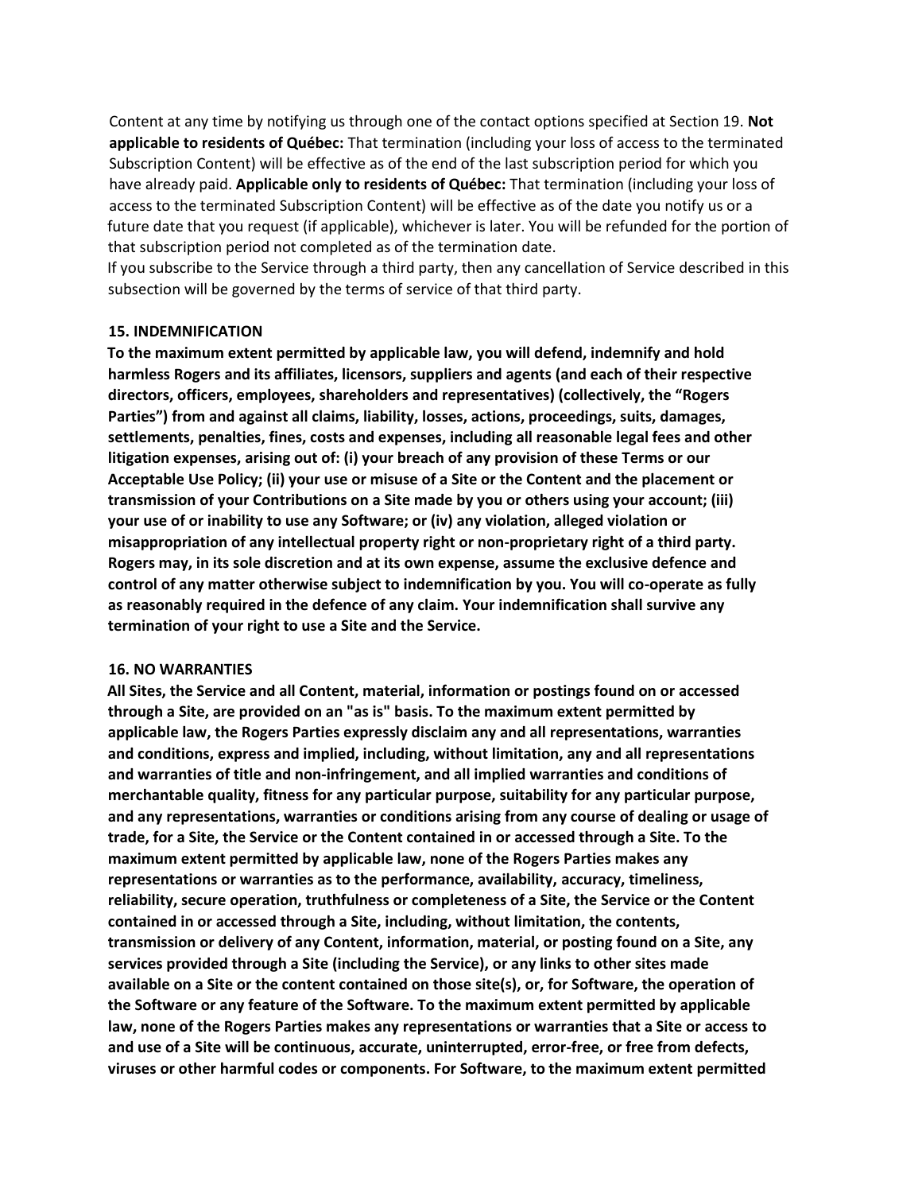Content at any time by notifying us through one of the contact options specified at Section 19. **Not applicable to residents of Québec:** That termination (including your loss of access to the terminated Subscription Content) will be effective as of the end of the last subscription period for which you have already paid. **Applicable only to residents of Québec:** That termination (including your loss of access to the terminated Subscription Content) will be effective as of the date you notify us or a future date that you request (if applicable), whichever is later. You will be refunded for the portion of that subscription period not completed as of the termination date.

If you subscribe to the Service through a third party, then any cancellation of Service described in this subsection will be governed by the terms of service of that third party.

**15. INDEMNIFICATION**

**To the maximum extent permitted by applicable law, you will defend, indemnify and hold harmless Rogers and its affiliates, licensors, suppliers and agents (and each of their respective directors, officers, employees, shareholders and representatives) (collectively, the "Rogers Parties") from and against all claims, liability, losses, actions, proceedings, suits, damages, settlements, penalties, fines, costs and expenses, including all reasonable legal fees and other litigation expenses, arising out of: (i) your breach of any provision of these Terms or our Acceptable Use Policy; (ii) your use or misuse of a Site or the Content and the placement or transmission of your Contributions on a Site made by you or others using your account; (iii) your use of or inability to use any Software; or (iv) any violation, alleged violation or misappropriation of any intellectual property right or non-proprietary right of a third party. Rogers may, in its sole discretion and at its own expense, assume the exclusive defence and control of any matter otherwise subject to indemnification by you. You will co-operate as fully as reasonably required in the defence of any claim. Your indemnification shall survive any termination of your right to use a Site and the Service.**

**16. NO WARRANTIES**

**All Sites, the Service and all Content, material, information or postings found on or accessed through a Site, are provided on an "as is" basis. To the maximum extent permitted by applicable law, the Rogers Parties expressly disclaim any and all representations, warranties and conditions, express and implied, including, without limitation, any and all representations and warranties of title and non-infringement, and all implied warranties and conditions of merchantable quality, fitness for any particular purpose, suitability for any particular purpose, and any representations, warranties or conditions arising from any course of dealing or usage of trade, for a Site, the Service or the Content contained in or accessed through a Site. To the maximum extent permitted by applicable law, none of the Rogers Parties makes any representations or warranties as to the performance, availability, accuracy, timeliness, reliability, secure operation, truthfulness or completeness of a Site, the Service or the Content contained in or accessed through a Site, including, without limitation, the contents, transmission or delivery of any Content, information, material, or posting found on a Site, any services provided through a Site (including the Service), or any links to other sites made available on a Site or the content contained on those site(s), or, for Software, the operation of the Software or any feature of the Software. To the maximum extent permitted by applicable law, none of the Rogers Parties makes any representations or warranties that a Site or access to and use of a Site will be continuous, accurate, uninterrupted, error-free, or free from defects, viruses or other harmful codes or components. For Software, to the maximum extent permitted**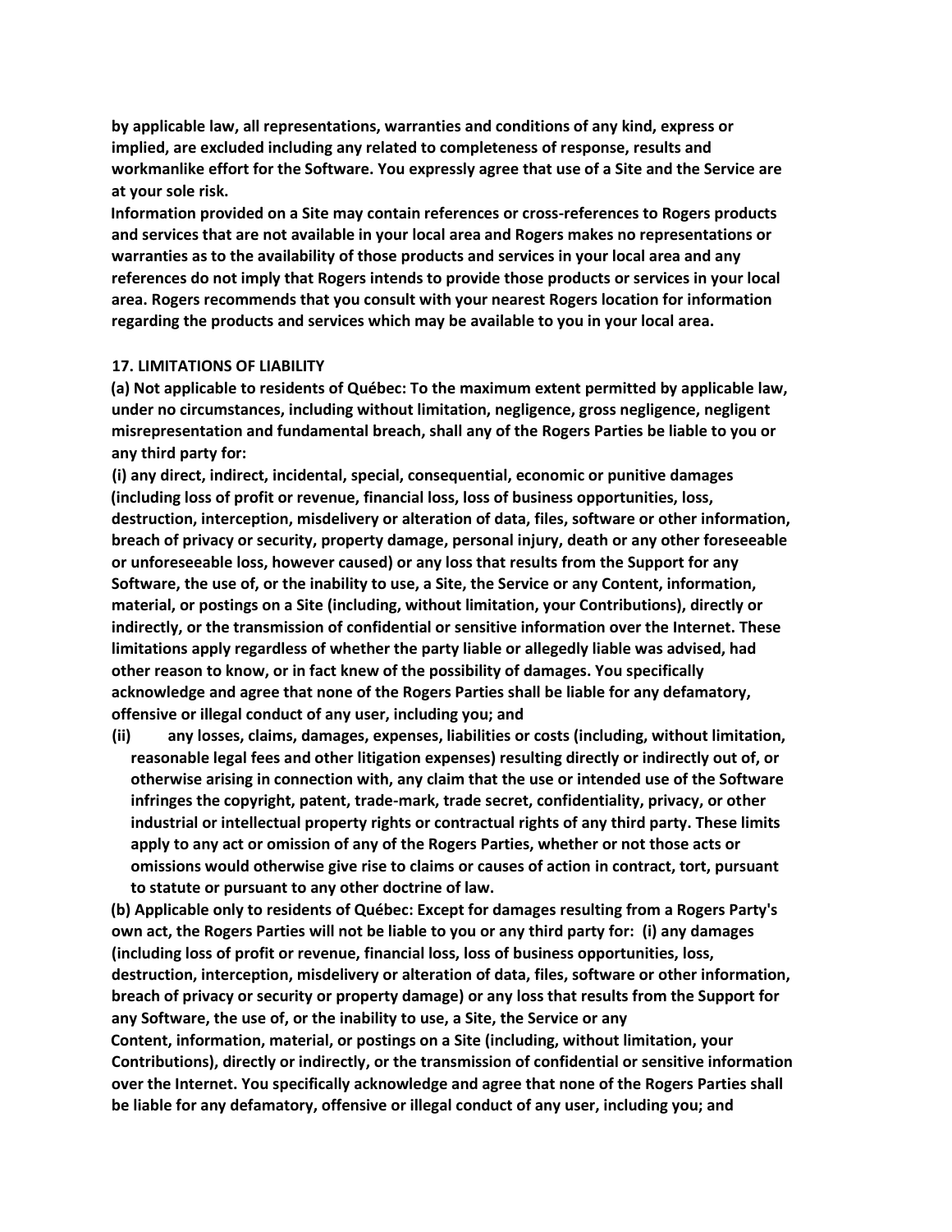**by applicable law, all representations, warranties and conditions of any kind, express or implied, are excluded including any related to completeness of response, results and workmanlike effort for the Software. You expressly agree that use of a Site and the Service are at your sole risk.**

**Information provided on a Site may contain references or cross-references to Rogers products and services that are not available in your local area and Rogers makes no representations or warranties as to the availability of those products and services in your local area and any references do not imply that Rogers intends to provide those products or services in your local area. Rogers recommends that you consult with your nearest Rogers location for information regarding the products and services which may be available to you in your local area.**

**17. LIMITATIONS OF LIABILITY**

**(a) Not applicable to residents of Québec: To the maximum extent permitted by applicable law, under no circumstances, including without limitation, negligence, gross negligence, negligent misrepresentation and fundamental breach, shall any of the Rogers Parties be liable to you or any third party for:**

**(i) any direct, indirect, incidental, special, consequential, economic or punitive damages (including loss of profit or revenue, financial loss, loss of business opportunities, loss, destruction, interception, misdelivery or alteration of data, files, software or other information, breach of privacy or security, property damage, personal injury, death or any other foreseeable or unforeseeable loss, however caused) or any loss that results from the Support for any Software, the use of, or the inability to use, a Site, the Service or any Content, information, material, or postings on a Site (including, without limitation, your Contributions), directly or indirectly, or the transmission of confidential or sensitive information over the Internet. These limitations apply regardless of whether the party liable or allegedly liable was advised, had other reason to know, or in fact knew of the possibility of damages. You specifically acknowledge and agree that none of the Rogers Parties shall be liable for any defamatory, offensive or illegal conduct of any user, including you; and**

**(ii) any losses, claims, damages, expenses, liabilities or costs (including, without limitation, reasonable legal fees and other litigation expenses) resulting directly or indirectly out of, or otherwise arising in connection with, any claim that the use or intended use of the Software infringes the copyright, patent, trade-mark, trade secret, confidentiality, privacy, or other industrial or intellectual property rights or contractual rights of any third party. These limits apply to any act or omission of any of the Rogers Parties, whether or not those acts or omissions would otherwise give rise to claims or causes of action in contract, tort, pursuant to statute or pursuant to any other doctrine of law.**

**(b) Applicable only to residents of Québec: Except for damages resulting from a Rogers Party's own act, the Rogers Parties will not be liable to you or any third party for: (i) any damages (including loss of profit or revenue, financial loss, loss of business opportunities, loss, destruction, interception, misdelivery or alteration of data, files, software or other information, breach of privacy or security or property damage) or any loss that results from the Support for any Software, the use of, or the inability to use, a Site, the Service or any Content, information, material, or postings on a Site (including, without limitation, your Contributions), directly or indirectly, or the transmission of confidential or sensitive information over the Internet. You specifically acknowledge and agree that none of the Rogers Parties shall be liable for any defamatory, offensive or illegal conduct of any user, including you; and**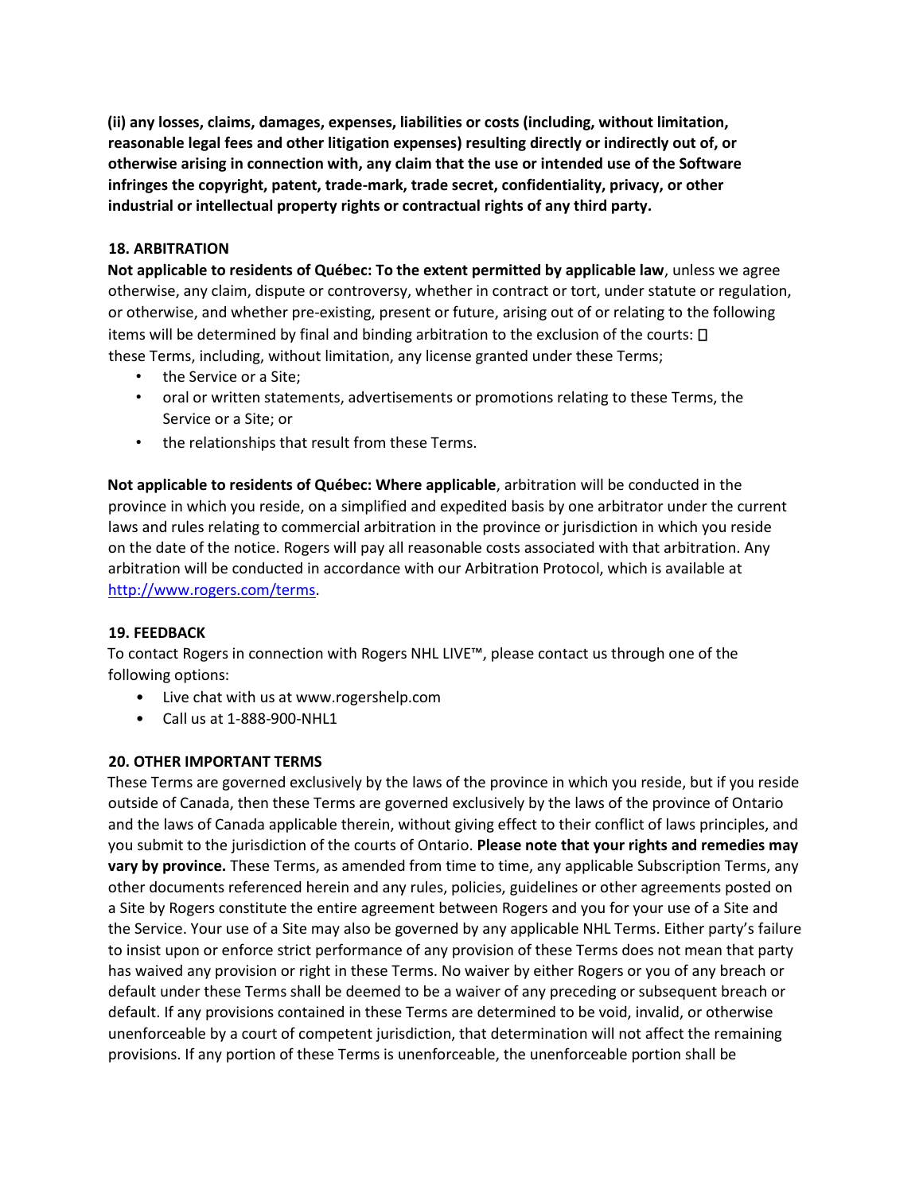**(ii) any losses, claims, damages, expenses, liabilities or costs (including, without limitation, reasonable legal fees and other litigation expenses) resulting directly or indirectly out of, or otherwise arising in connection with, any claim that the use or intended use of the Software infringes the copyright, patent, trade-mark, trade secret, confidentiality, privacy, or other industrial or intellectual property rights or contractual rights of any third party.**

**18. ARBITRATION**

**Not applicable to residents of Québec: To the extent permitted by applicable law**, unless we agree otherwise, any claim, dispute or controversy, whether in contract or tort, under statute or regulation, or otherwise, and whether pre-existing, present or future, arising out of or relating to the following items will be determined by final and binding arbitration to the exclusion of the courts:  these Terms, including, without limitation, any license granted under these Terms;

- the Service or a Site;
- oral or written statements, advertisements or promotions relating to these Terms, the Service or a Site; or
- the relationships that result from these Terms.

**Not applicable to residents of Québec: Where applicable**, arbitration will be conducted in the province in which you reside, on a simplified and expedited basis by one arbitrator under the current laws and rules relating to commercial arbitration in the province or jurisdiction in which you reside on the date of the notice. Rogers will pay all reasonable costs associated with that arbitration. Any arbitration will be conducted in accordance with our Arbitration Protocol, which is available at [http://www.rogers.com/terms](http://www.rogers.com/terms).

**19. FEEDBACK**

To contact Rogers in connection with Rogers NHL LIVE™, please contact us through one of the following options:

- Live chat with us at www.rogershelp.com
- Call us at 1-888-900-NHL1

**20. OTHER IMPORTANT TERMS**

These Terms are governed exclusively by the laws of the province in which you reside, but if you reside outside of Canada, then these Terms are governed exclusively by the laws of the province of Ontario and the laws of Canada applicable therein, without giving effect to their conflict of laws principles, and you submit to the jurisdiction of the courts of Ontario. **Please note that your rights and remedies may vary by province.** These Terms, as amended from time to time, any applicable Subscription Terms, any other documents referenced herein and any rules, policies, guidelines or other agreements posted on a Site by Rogers constitute the entire agreement between Rogers and you for your use of a Site and the Service. Your use of a Site may also be governed by any applicable NHL Terms. Either party's failure to insist upon or enforce strict performance of any provision of these Terms does not mean that party has waived any provision or right in these Terms. No waiver by either Rogers or you of any breach or default under these Terms shall be deemed to be a waiver of any preceding or subsequent breach or default. If any provisions contained in these Terms are determined to be void, invalid, or otherwise unenforceable by a court of competent jurisdiction, that determination will not affect the remaining provisions. If any portion of these Terms is unenforceable, the unenforceable portion shall be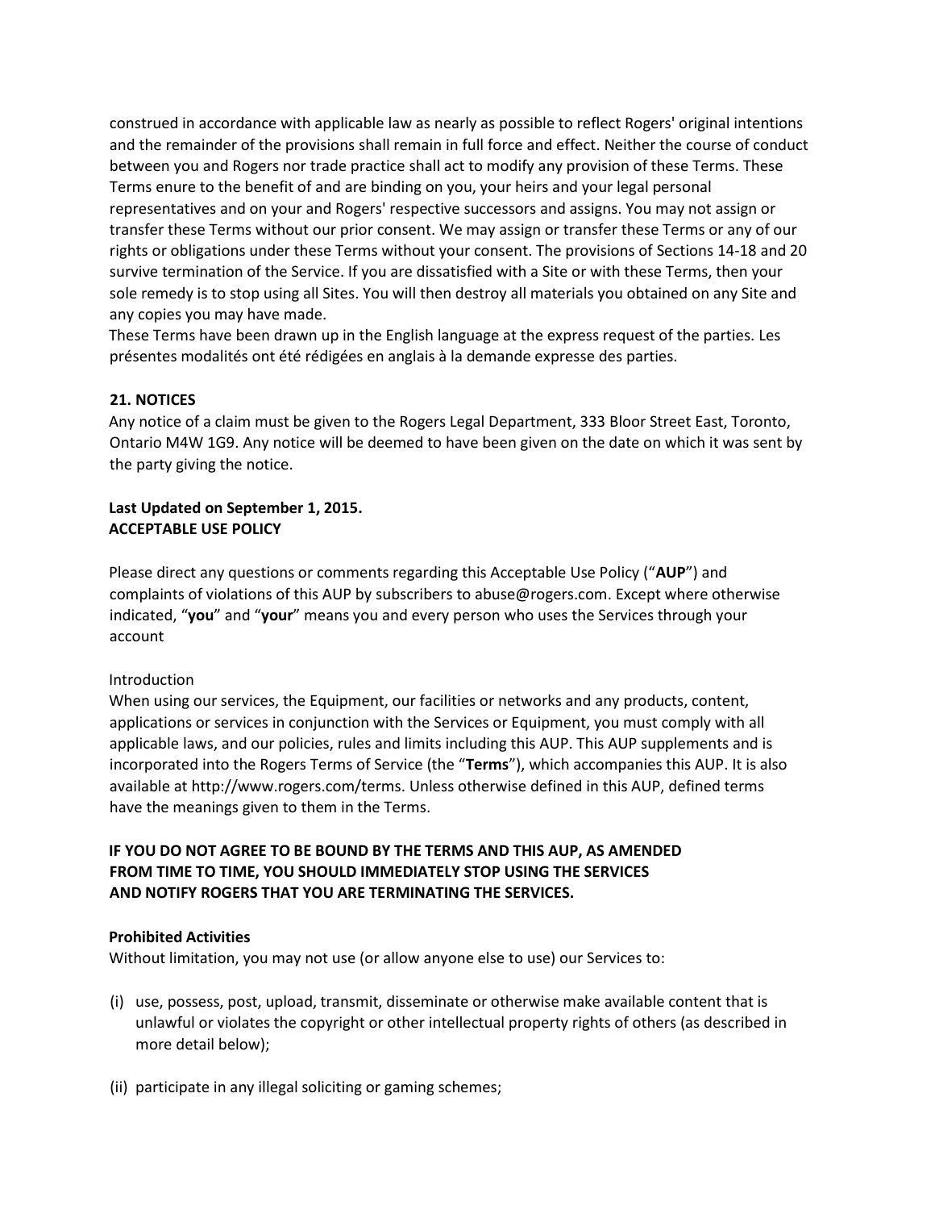construed in accordance with applicable law as nearly as possible to reflect Rogers' original intentions and the remainder of the provisions shall remain in full force and effect. Neither the course of conduct between you and Rogers nor trade practice shall act to modify any provision of these Terms. These Terms enure to the benefit of and are binding on you, your heirs and your legal personal representatives and on your and Rogers' respective successors and assigns. You may not assign or transfer these Terms without our prior consent. We may assign or transfer these Terms or any of our rights or obligations under these Terms without your consent. The provisions of Sections 14-18 and 20 survive termination of the Service. If you are dissatisfied with a Site or with these Terms, then your sole remedy is to stop using all Sites. You will then destroy all materials you obtained on any Site and any copies you may have made.
These Terms have been drawn up in the English language at the express request of the parties. Les présentes modalités ont été rédigées en anglais à la demande expresse des parties.

**21. NOTICES**
Any notice of a claim must be given to the Rogers Legal Department, 333 Bloor Street East, Toronto, Ontario M4W 1G9. Any notice will be deemed to have been given on the date on which it was sent by the party giving the notice.

**Last Updated on September 1, 2015.**
**ACCEPTABLE USE POLICY**

Please direct any questions or comments regarding this Acceptable Use Policy ("**AUP**") and complaints of violations of this AUP by subscribers to abuse@rogers.com. Except where otherwise indicated, "**you**" and "**your**" means you and every person who uses the Services through your account

Introduction
When using our services, the Equipment, our facilities or networks and any products, content, applications or services in conjunction with the Services or Equipment, you must comply with all applicable laws, and our policies, rules and limits including this AUP. This AUP supplements and is incorporated into the Rogers Terms of Service (the "**Terms**"), which accompanies this AUP. It is also available at http://www.rogers.com/terms. Unless otherwise defined in this AUP, defined terms have the meanings given to them in the Terms.

**IF YOU DO NOT AGREE TO BE BOUND BY THE TERMS AND THIS AUP, AS AMENDED FROM TIME TO TIME, YOU SHOULD IMMEDIATELY STOP USING THE SERVICES AND NOTIFY ROGERS THAT YOU ARE TERMINATING THE SERVICES.**

**Prohibited Activities**
Without limitation, you may not use (or allow anyone else to use) our Services to:

(i) use, possess, post, upload, transmit, disseminate or otherwise make available content that is unlawful or violates the copyright or other intellectual property rights of others (as described in more detail below);

(ii) participate in any illegal soliciting or gaming schemes;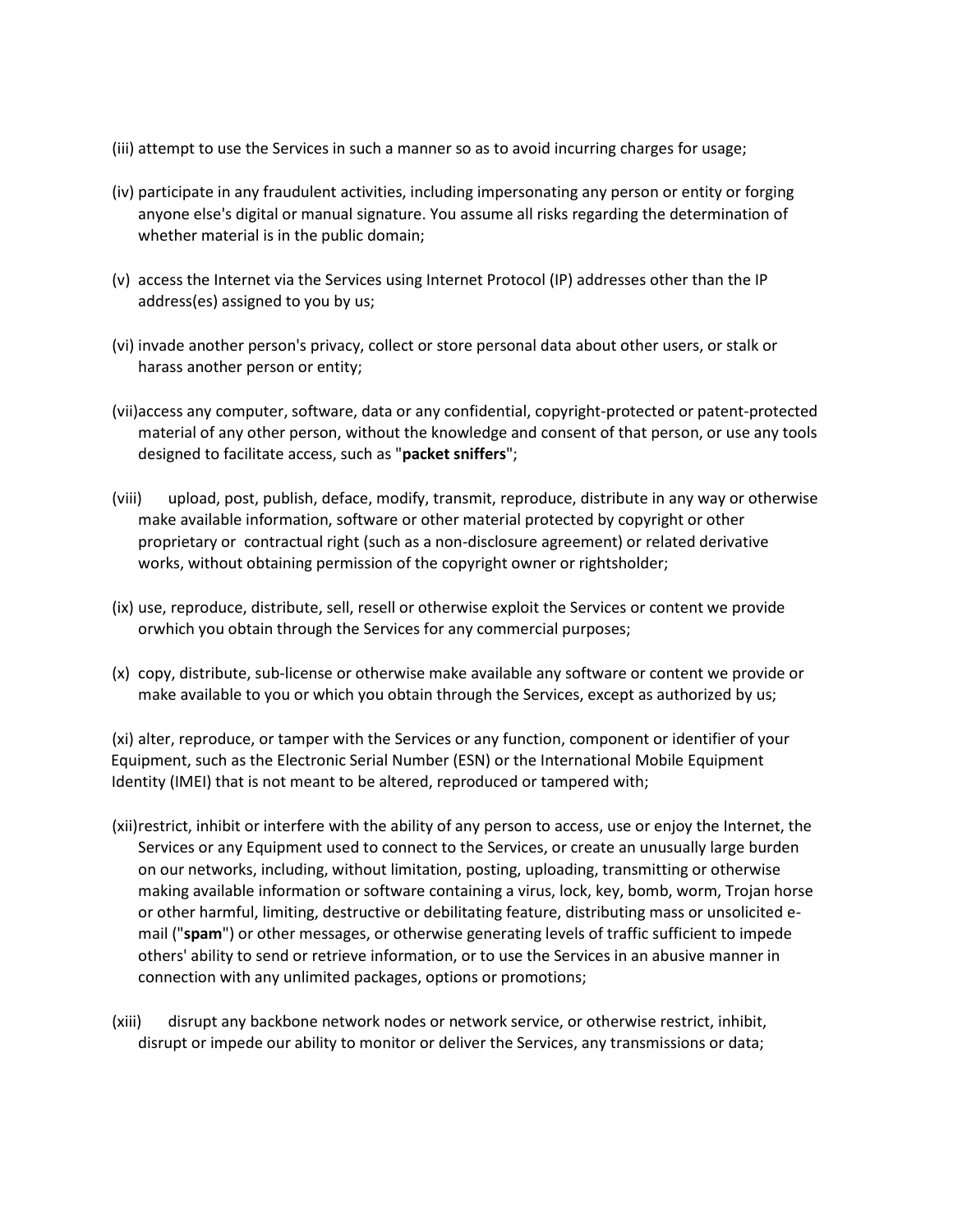(iii) attempt to use the Services in such a manner so as to avoid incurring charges for usage;

(iv) participate in any fraudulent activities, including impersonating any person or entity or forging anyone else's digital or manual signature. You assume all risks regarding the determination of whether material is in the public domain;

(v) access the Internet via the Services using Internet Protocol (IP) addresses other than the IP address(es) assigned to you by us;

(vi) invade another person's privacy, collect or store personal data about other users, or stalk or harass another person or entity;

(vii)access any computer, software, data or any confidential, copyright-protected or patent-protected material of any other person, without the knowledge and consent of that person, or use any tools designed to facilitate access, such as "**packet sniffers**";

(viii) upload, post, publish, deface, modify, transmit, reproduce, distribute in any way or otherwise make available information, software or other material protected by copyright or other proprietary or contractual right (such as a non-disclosure agreement) or related derivative works, without obtaining permission of the copyright owner or rightsholder;

(ix) use, reproduce, distribute, sell, resell or otherwise exploit the Services or content we provide orwhich you obtain through the Services for any commercial purposes;

(x) copy, distribute, sub-license or otherwise make available any software or content we provide or make available to you or which you obtain through the Services, except as authorized by us;

(xi) alter, reproduce, or tamper with the Services or any function, component or identifier of your Equipment, such as the Electronic Serial Number (ESN) or the International Mobile Equipment Identity (IMEI) that is not meant to be altered, reproduced or tampered with;

(xii)restrict, inhibit or interfere with the ability of any person to access, use or enjoy the Internet, the Services or any Equipment used to connect to the Services, or create an unusually large burden on our networks, including, without limitation, posting, uploading, transmitting or otherwise making available information or software containing a virus, lock, key, bomb, worm, Trojan horse or other harmful, limiting, destructive or debilitating feature, distributing mass or unsolicited e-mail ("**spam**") or other messages, or otherwise generating levels of traffic sufficient to impede others' ability to send or retrieve information, or to use the Services in an abusive manner in connection with any unlimited packages, options or promotions;

(xiii) disrupt any backbone network nodes or network service, or otherwise restrict, inhibit, disrupt or impede our ability to monitor or deliver the Services, any transmissions or data;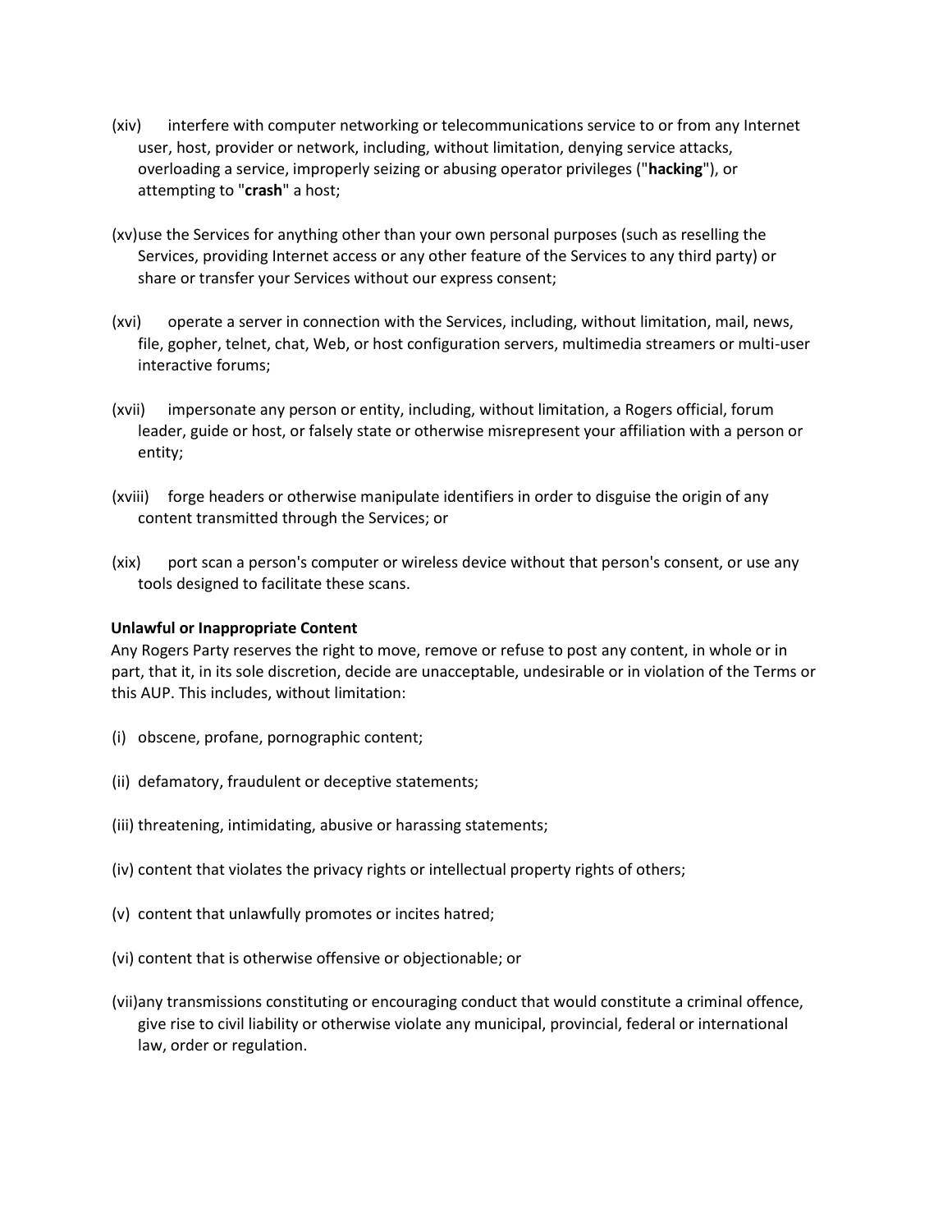(xiv) interfere with computer networking or telecommunications service to or from any Internet user, host, provider or network, including, without limitation, denying service attacks, overloading a service, improperly seizing or abusing operator privileges ("**hacking**"), or attempting to "**crash**" a host;

(xv) use the Services for anything other than your own personal purposes (such as reselling the Services, providing Internet access or any other feature of the Services to any third party) or share or transfer your Services without our express consent;

(xvi) operate a server in connection with the Services, including, without limitation, mail, news, file, gopher, telnet, chat, Web, or host configuration servers, multimedia streamers or multi-user interactive forums;

(xvii) impersonate any person or entity, including, without limitation, a Rogers official, forum leader, guide or host, or falsely state or otherwise misrepresent your affiliation with a person or entity;

(xviii) forge headers or otherwise manipulate identifiers in order to disguise the origin of any content transmitted through the Services; or

(xix) port scan a person's computer or wireless device without that person's consent, or use any tools designed to facilitate these scans.

**Unlawful or Inappropriate Content**

Any Rogers Party reserves the right to move, remove or refuse to post any content, in whole or in part, that it, in its sole discretion, decide are unacceptable, undesirable or in violation of the Terms or this AUP. This includes, without limitation:

(i) obscene, profane, pornographic content;

(ii) defamatory, fraudulent or deceptive statements;

(iii) threatening, intimidating, abusive or harassing statements;

(iv) content that violates the privacy rights or intellectual property rights of others;

(v) content that unlawfully promotes or incites hatred;

(vi) content that is otherwise offensive or objectionable; or

(vii) any transmissions constituting or encouraging conduct that would constitute a criminal offence, give rise to civil liability or otherwise violate any municipal, provincial, federal or international law, order or regulation.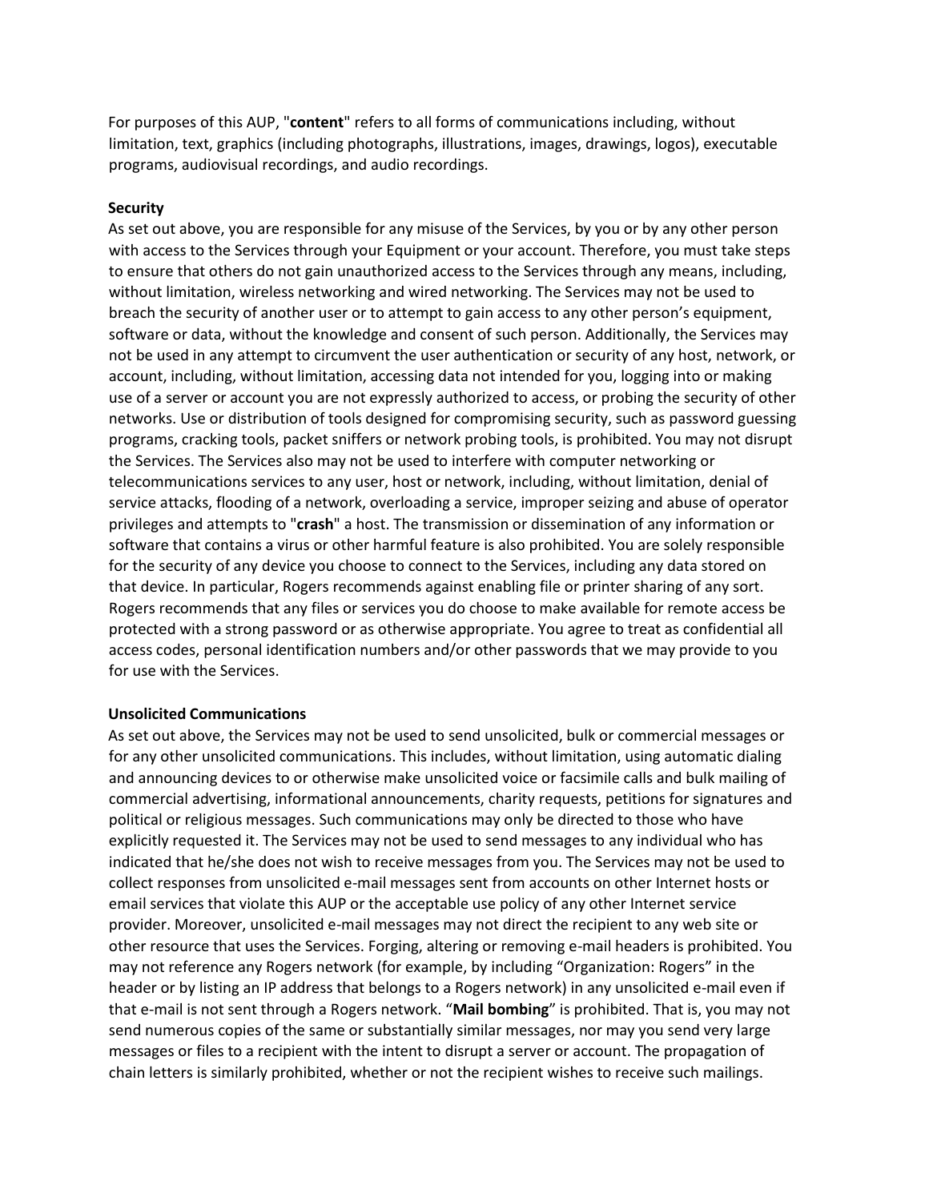For purposes of this AUP, "**content**" refers to all forms of communications including, without limitation, text, graphics (including photographs, illustrations, images, drawings, logos), executable programs, audiovisual recordings, and audio recordings.

**Security**

As set out above, you are responsible for any misuse of the Services, by you or by any other person with access to the Services through your Equipment or your account. Therefore, you must take steps to ensure that others do not gain unauthorized access to the Services through any means, including, without limitation, wireless networking and wired networking. The Services may not be used to breach the security of another user or to attempt to gain access to any other person's equipment, software or data, without the knowledge and consent of such person. Additionally, the Services may not be used in any attempt to circumvent the user authentication or security of any host, network, or account, including, without limitation, accessing data not intended for you, logging into or making use of a server or account you are not expressly authorized to access, or probing the security of other networks. Use or distribution of tools designed for compromising security, such as password guessing programs, cracking tools, packet sniffers or network probing tools, is prohibited. You may not disrupt the Services. The Services also may not be used to interfere with computer networking or telecommunications services to any user, host or network, including, without limitation, denial of service attacks, flooding of a network, overloading a service, improper seizing and abuse of operator privileges and attempts to "**crash**" a host. The transmission or dissemination of any information or software that contains a virus or other harmful feature is also prohibited. You are solely responsible for the security of any device you choose to connect to the Services, including any data stored on that device. In particular, Rogers recommends against enabling file or printer sharing of any sort. Rogers recommends that any files or services you do choose to make available for remote access be protected with a strong password or as otherwise appropriate. You agree to treat as confidential all access codes, personal identification numbers and/or other passwords that we may provide to you for use with the Services.

**Unsolicited Communications**

As set out above, the Services may not be used to send unsolicited, bulk or commercial messages or for any other unsolicited communications. This includes, without limitation, using automatic dialing and announcing devices to or otherwise make unsolicited voice or facsimile calls and bulk mailing of commercial advertising, informational announcements, charity requests, petitions for signatures and political or religious messages. Such communications may only be directed to those who have explicitly requested it. The Services may not be used to send messages to any individual who has indicated that he/she does not wish to receive messages from you. The Services may not be used to collect responses from unsolicited e-mail messages sent from accounts on other Internet hosts or email services that violate this AUP or the acceptable use policy of any other Internet service provider. Moreover, unsolicited e-mail messages may not direct the recipient to any web site or other resource that uses the Services. Forging, altering or removing e-mail headers is prohibited. You may not reference any Rogers network (for example, by including "Organization: Rogers" in the header or by listing an IP address that belongs to a Rogers network) in any unsolicited e-mail even if that e-mail is not sent through a Rogers network. "**Mail bombing**" is prohibited. That is, you may not send numerous copies of the same or substantially similar messages, nor may you send very large messages or files to a recipient with the intent to disrupt a server or account. The propagation of chain letters is similarly prohibited, whether or not the recipient wishes to receive such mailings.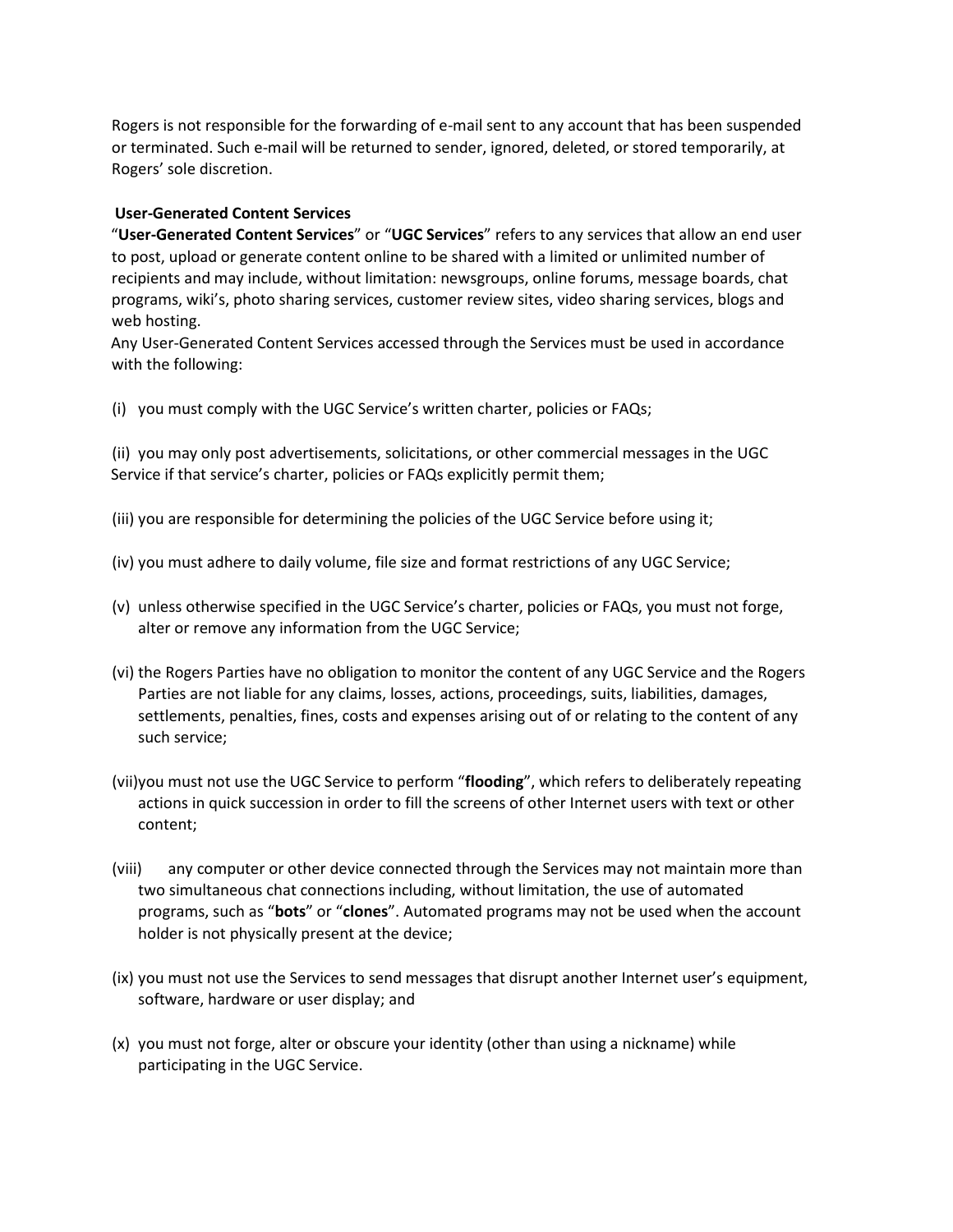Rogers is not responsible for the forwarding of e-mail sent to any account that has been suspended or terminated. Such e-mail will be returned to sender, ignored, deleted, or stored temporarily, at Rogers' sole discretion.

**User-Generated Content Services**

"**User-Generated Content Services**" or "**UGC Services**" refers to any services that allow an end user to post, upload or generate content online to be shared with a limited or unlimited number of recipients and may include, without limitation: newsgroups, online forums, message boards, chat programs, wiki's, photo sharing services, customer review sites, video sharing services, blogs and web hosting.

Any User-Generated Content Services accessed through the Services must be used in accordance with the following:

(i) you must comply with the UGC Service's written charter, policies or FAQs;

(ii) you may only post advertisements, solicitations, or other commercial messages in the UGC Service if that service's charter, policies or FAQs explicitly permit them;

(iii) you are responsible for determining the policies of the UGC Service before using it;

(iv) you must adhere to daily volume, file size and format restrictions of any UGC Service;

(v) unless otherwise specified in the UGC Service's charter, policies or FAQs, you must not forge, alter or remove any information from the UGC Service;

(vi) the Rogers Parties have no obligation to monitor the content of any UGC Service and the Rogers Parties are not liable for any claims, losses, actions, proceedings, suits, liabilities, damages, settlements, penalties, fines, costs and expenses arising out of or relating to the content of any such service;

(vii) you must not use the UGC Service to perform "**flooding**", which refers to deliberately repeating actions in quick succession in order to fill the screens of other Internet users with text or other content;

(viii) any computer or other device connected through the Services may not maintain more than two simultaneous chat connections including, without limitation, the use of automated programs, such as "**bots**" or "**clones**". Automated programs may not be used when the account holder is not physically present at the device;

(ix) you must not use the Services to send messages that disrupt another Internet user's equipment, software, hardware or user display; and

(x) you must not forge, alter or obscure your identity (other than using a nickname) while participating in the UGC Service.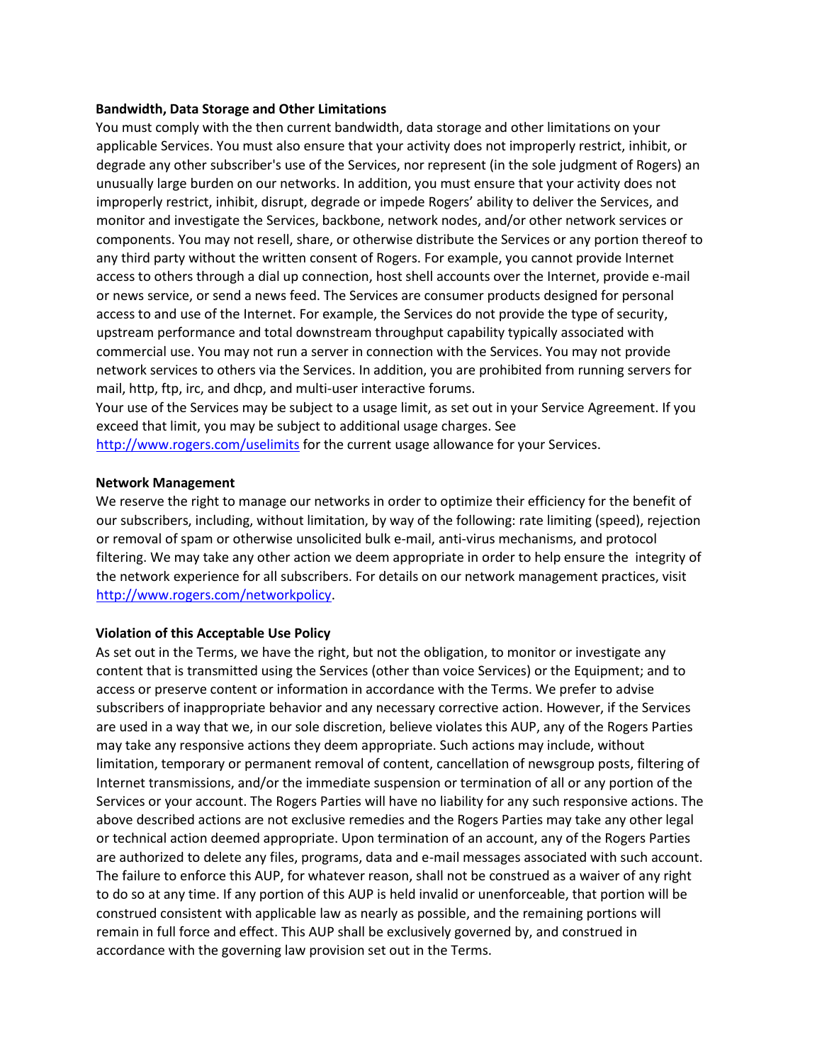**Bandwidth, Data Storage and Other Limitations**

You must comply with the then current bandwidth, data storage and other limitations on your applicable Services. You must also ensure that your activity does not improperly restrict, inhibit, or degrade any other subscriber's use of the Services, nor represent (in the sole judgment of Rogers) an unusually large burden on our networks. In addition, you must ensure that your activity does not improperly restrict, inhibit, disrupt, degrade or impede Rogers' ability to deliver the Services, and monitor and investigate the Services, backbone, network nodes, and/or other network services or components. You may not resell, share, or otherwise distribute the Services or any portion thereof to any third party without the written consent of Rogers. For example, you cannot provide Internet access to others through a dial up connection, host shell accounts over the Internet, provide e-mail or news service, or send a news feed. The Services are consumer products designed for personal access to and use of the Internet. For example, the Services do not provide the type of security, upstream performance and total downstream throughput capability typically associated with commercial use. You may not run a server in connection with the Services. You may not provide network services to others via the Services. In addition, you are prohibited from running servers for mail, http, ftp, irc, and dhcp, and multi-user interactive forums.

Your use of the Services may be subject to a usage limit, as set out in your Service Agreement. If you exceed that limit, you may be subject to additional usage charges. See [http://www.rogers.com/uselimits](http://www.rogers.com/uselimits) for the current usage allowance for your Services.

**Network Management**

We reserve the right to manage our networks in order to optimize their efficiency for the benefit of our subscribers, including, without limitation, by way of the following: rate limiting (speed), rejection or removal of spam or otherwise unsolicited bulk e-mail, anti-virus mechanisms, and protocol filtering. We may take any other action we deem appropriate in order to help ensure the integrity of the network experience for all subscribers. For details on our network management practices, visit [http://www.rogers.com/networkpolicy](http://www.rogers.com/networkpolicy).

**Violation of this Acceptable Use Policy**

As set out in the Terms, we have the right, but not the obligation, to monitor or investigate any content that is transmitted using the Services (other than voice Services) or the Equipment; and to access or preserve content or information in accordance with the Terms. We prefer to advise subscribers of inappropriate behavior and any necessary corrective action. However, if the Services are used in a way that we, in our sole discretion, believe violates this AUP, any of the Rogers Parties may take any responsive actions they deem appropriate. Such actions may include, without limitation, temporary or permanent removal of content, cancellation of newsgroup posts, filtering of Internet transmissions, and/or the immediate suspension or termination of all or any portion of the Services or your account. The Rogers Parties will have no liability for any such responsive actions. The above described actions are not exclusive remedies and the Rogers Parties may take any other legal or technical action deemed appropriate. Upon termination of an account, any of the Rogers Parties are authorized to delete any files, programs, data and e-mail messages associated with such account. The failure to enforce this AUP, for whatever reason, shall not be construed as a waiver of any right to do so at any time. If any portion of this AUP is held invalid or unenforceable, that portion will be construed consistent with applicable law as nearly as possible, and the remaining portions will remain in full force and effect. This AUP shall be exclusively governed by, and construed in accordance with the governing law provision set out in the Terms.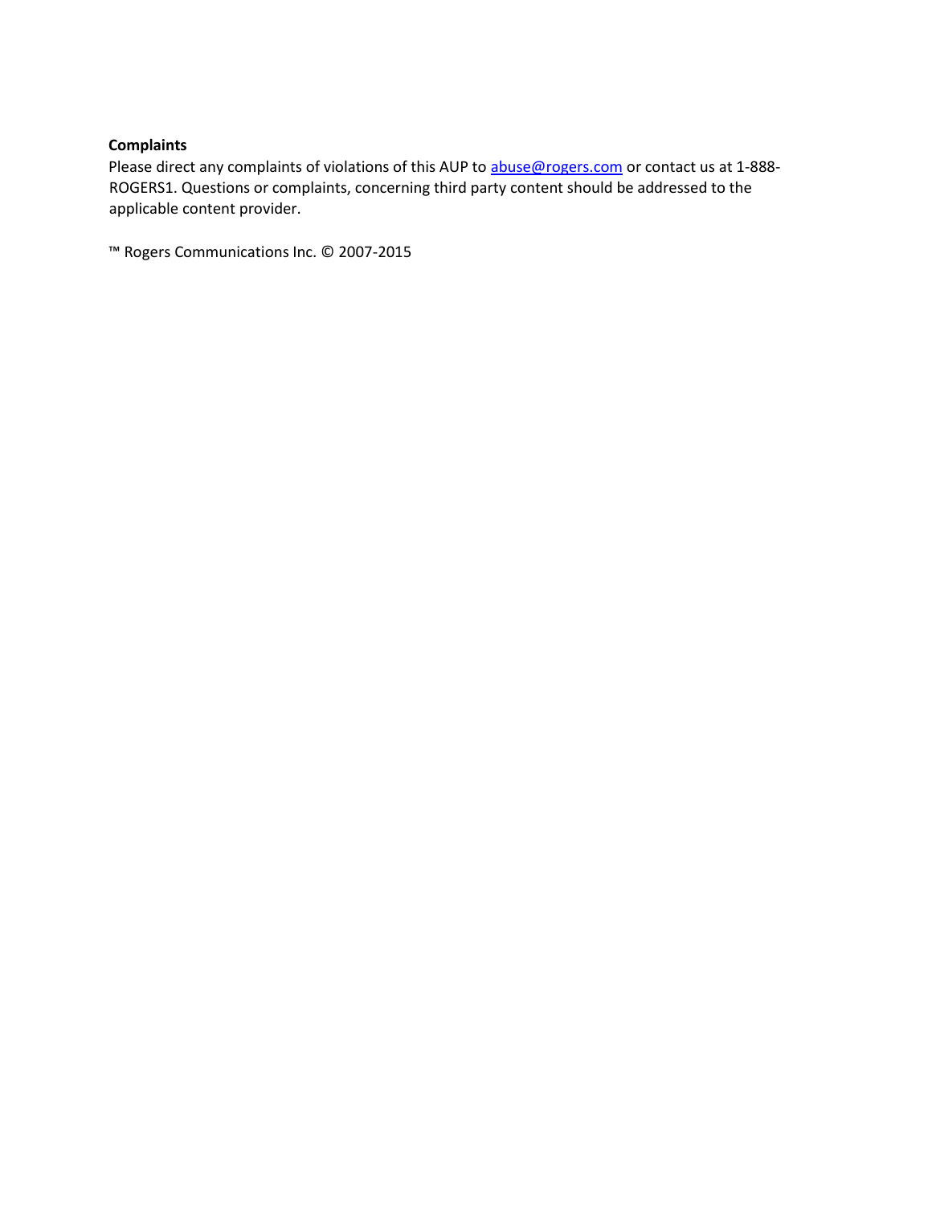**Complaints**

Please direct any complaints of violations of this AUP to abuse@rogers.com or contact us at 1-888-ROGERS1. Questions or complaints, concerning third party content should be addressed to the applicable content provider.

™ Rogers Communications Inc. © 2007-2015